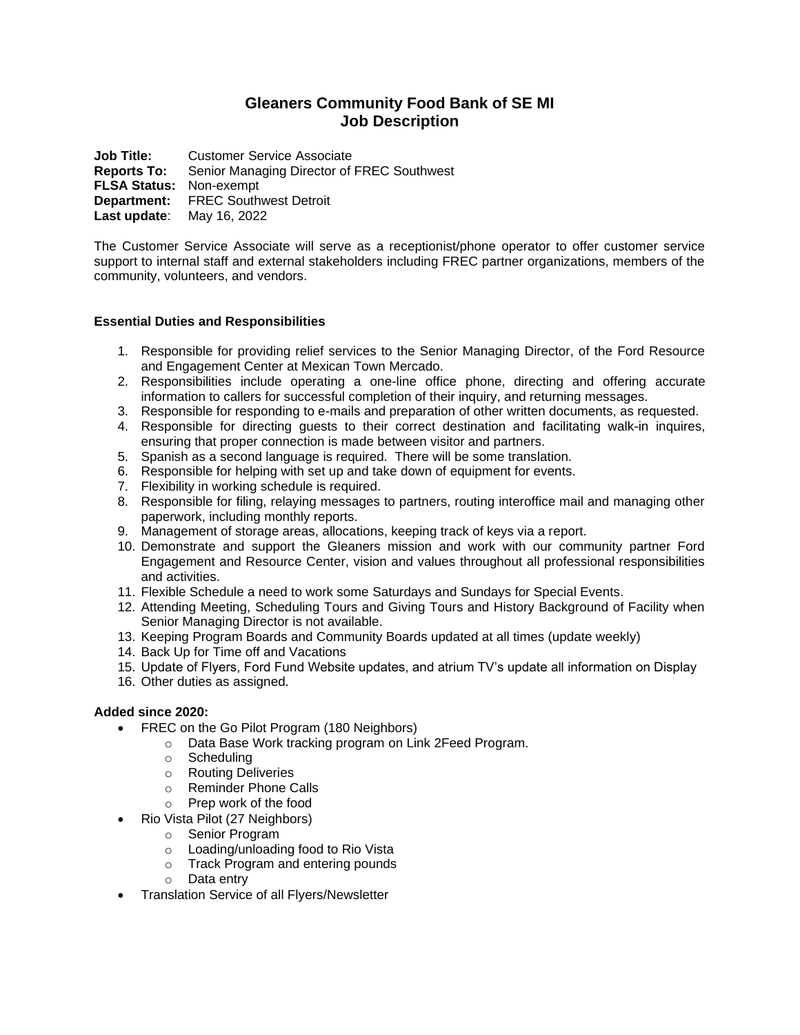# Gleaners Community Food Bank of SE MI
# Job Description

**Job Title:** Customer Service Associate
**Reports To:** Senior Managing Director of FREC Southwest
**FLSA Status:** Non-exempt
**Department:** FREC Southwest Detroit
**Last update**: May 16, 2022

The Customer Service Associate will serve as a receptionist/phone operator to offer customer service support to internal staff and external stakeholders including FREC partner organizations, members of the community, volunteers, and vendors.

**Essential Duties and Responsibilities**

1. Responsible for providing relief services to the Senior Managing Director, of the Ford Resource and Engagement Center at Mexican Town Mercado.
2. Responsibilities include operating a one-line office phone, directing and offering accurate information to callers for successful completion of their inquiry, and returning messages.
3. Responsible for responding to e-mails and preparation of other written documents, as requested.
4. Responsible for directing guests to their correct destination and facilitating walk-in inquires, ensuring that proper connection is made between visitor and partners.
5. Spanish as a second language is required. There will be some translation.
6. Responsible for helping with set up and take down of equipment for events.
7. Flexibility in working schedule is required.
8. Responsible for filing, relaying messages to partners, routing interoffice mail and managing other paperwork, including monthly reports.
9. Management of storage areas, allocations, keeping track of keys via a report.
10. Demonstrate and support the Gleaners mission and work with our community partner Ford Engagement and Resource Center, vision and values throughout all professional responsibilities and activities.
11. Flexible Schedule a need to work some Saturdays and Sundays for Special Events.
12. Attending Meeting, Scheduling Tours and Giving Tours and History Background of Facility when Senior Managing Director is not available.
13. Keeping Program Boards and Community Boards updated at all times (update weekly)
14. Back Up for Time off and Vacations
15. Update of Flyers, Ford Fund Website updates, and atrium TV's update all information on Display
16. Other duties as assigned.

**Added since 2020:**

- FREC on the Go Pilot Program (180 Neighbors)
  - Data Base Work tracking program on Link 2Feed Program.
  - Scheduling
  - Routing Deliveries
  - Reminder Phone Calls
  - Prep work of the food
- Rio Vista Pilot (27 Neighbors)
  - Senior Program
  - Loading/unloading food to Rio Vista
  - Track Program and entering pounds
  - Data entry
- Translation Service of all Flyers/Newsletter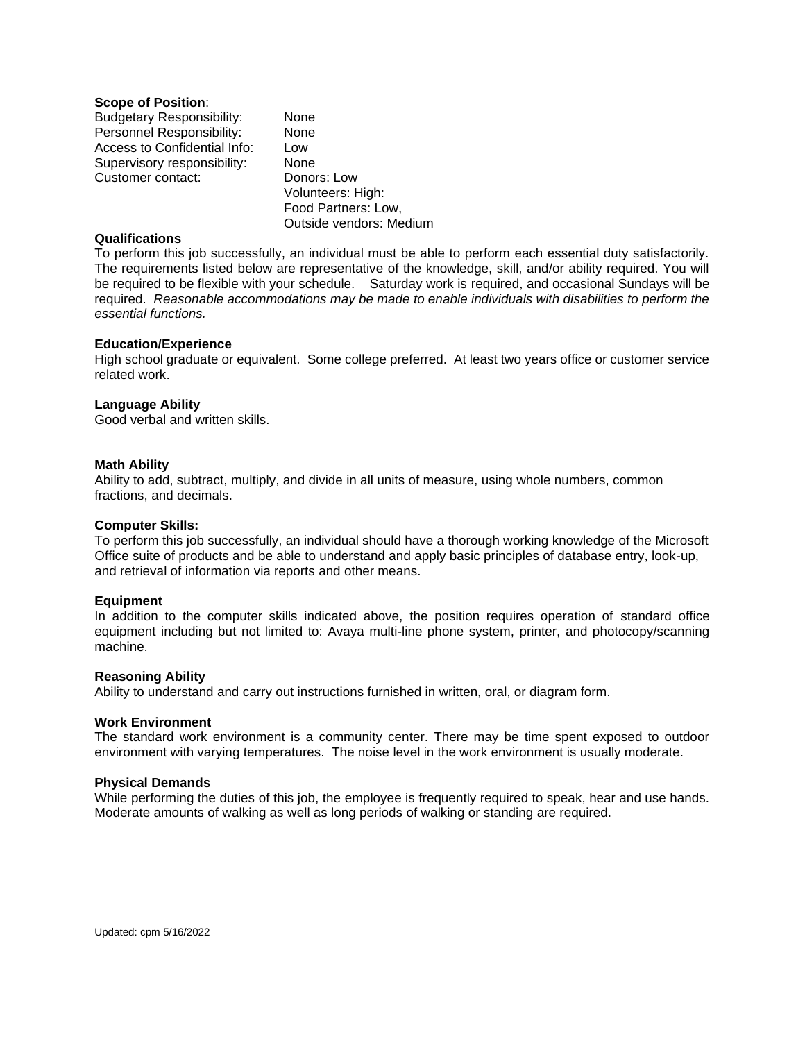**Scope of Position**:

| | |
|---|---|
| Budgetary Responsibility: | None |
| Personnel Responsibility: | None |
| Access to Confidential Info: | Low |
| Supervisory responsibility: | None |
| Customer contact: | Donors: Low<br>Volunteers: High:<br>Food Partners: Low,<br>Outside vendors: Medium |

**Qualifications**

To perform this job successfully, an individual must be able to perform each essential duty satisfactorily. The requirements listed below are representative of the knowledge, skill, and/or ability required. You will be required to be flexible with your schedule. Saturday work is required, and occasional Sundays will be required. *Reasonable accommodations may be made to enable individuals with disabilities to perform the essential functions.*

**Education/Experience**

High school graduate or equivalent. Some college preferred. At least two years office or customer service related work.

**Language Ability**

Good verbal and written skills.

**Math Ability**

Ability to add, subtract, multiply, and divide in all units of measure, using whole numbers, common fractions, and decimals.

**Computer Skills:**

To perform this job successfully, an individual should have a thorough working knowledge of the Microsoft Office suite of products and be able to understand and apply basic principles of database entry, look-up, and retrieval of information via reports and other means.

**Equipment**

In addition to the computer skills indicated above, the position requires operation of standard office equipment including but not limited to: Avaya multi-line phone system, printer, and photocopy/scanning machine.

**Reasoning Ability**

Ability to understand and carry out instructions furnished in written, oral, or diagram form.

**Work Environment**

The standard work environment is a community center. There may be time spent exposed to outdoor environment with varying temperatures. The noise level in the work environment is usually moderate.

**Physical Demands**

While performing the duties of this job, the employee is frequently required to speak, hear and use hands. Moderate amounts of walking as well as long periods of walking or standing are required.

Updated: cpm 5/16/2022